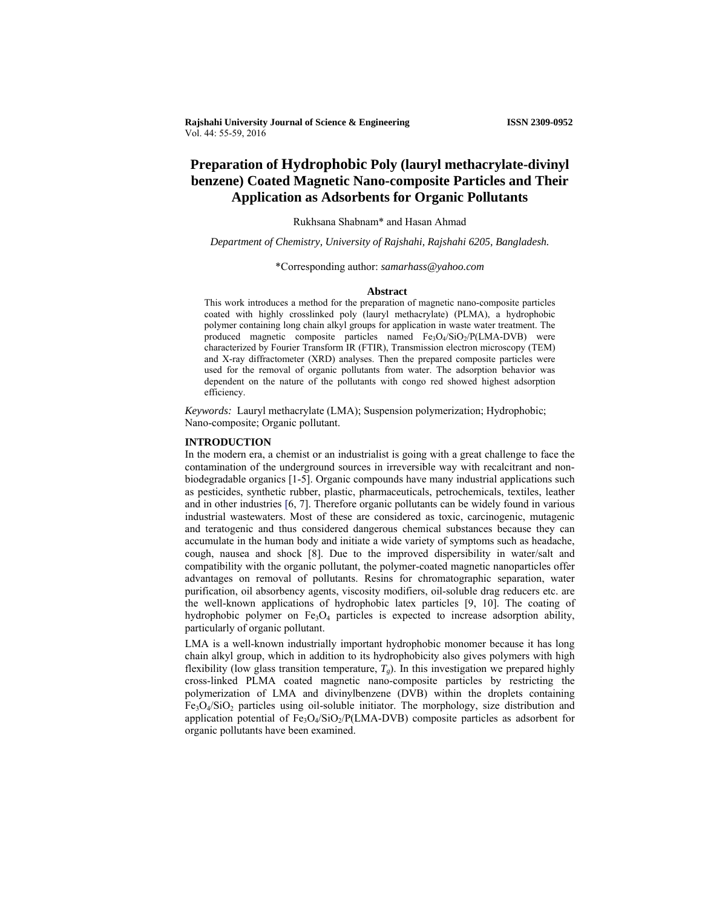# Preparation of Hydrophobic Poly (lauryl methacrylate-divinyl benzene) Coated Magnetic Nano-composite Particles and Their Application as Adsorbents for Organic Pollutants

Rukhsana Shabnam* and Hasan Ahmad

*Department of Chemistry, University of Rajshahi, Rajshahi 6205, Bangladesh.*

*Corresponding author: *samarhass@yahoo.com*

## Abstract

This work introduces a method for the preparation of magnetic nano-composite particles coated with highly crosslinked poly (lauryl methacrylate) (PLMA), a hydrophobic polymer containing long chain alkyl groups for application in waste water treatment. The produced magnetic composite particles named $Fe_3O_4/SiO_2$/P(LMA-DVB) were characterized by Fourier Transform IR (FTIR), Transmission electron microscopy (TEM) and X-ray diffractometer (XRD) analyses. Then the prepared composite particles were used for the removal of organic pollutants from water. The adsorption behavior was dependent on the nature of the pollutants with congo red showed highest adsorption efficiency.

*Keywords:* Lauryl methacrylate (LMA); Suspension polymerization; Hydrophobic; Nano-composite; Organic pollutant.

## INTRODUCTION

In the modern era, a chemist or an industrialist is going with a great challenge to face the contamination of the underground sources in irreversible way with recalcitrant and non-biodegradable organics [1-5]. Organic compounds have many industrial applications such as pesticides, synthetic rubber, plastic, pharmaceuticals, petrochemicals, textiles, leather and in other industries [6, 7]. Therefore organic pollutants can be widely found in various industrial wastewaters. Most of these are considered as toxic, carcinogenic, mutagenic and teratogenic and thus considered dangerous chemical substances because they can accumulate in the human body and initiate a wide variety of symptoms such as headache, cough, nausea and shock [8]. Due to the improved dispersibility in water/salt and compatibility with the organic pollutant, the polymer-coated magnetic nanoparticles offer advantages on removal of pollutants. Resins for chromatographic separation, water purification, oil absorbency agents, viscosity modifiers, oil-soluble drag reducers etc. are the well-known applications of hydrophobic latex particles [9, 10]. The coating of hydrophobic polymer on $Fe_3O_4$ particles is expected to increase adsorption ability, particularly of organic pollutant.

LMA is a well-known industrially important hydrophobic monomer because it has long chain alkyl group, which in addition to its hydrophobicity also gives polymers with high flexibility (low glass transition temperature, $T_g$). In this investigation we prepared highly cross-linked PLMA coated magnetic nano-composite particles by restricting the polymerization of LMA and divinylbenzene (DVB) within the droplets containing $Fe_3O_4/SiO_2$ particles using oil-soluble initiator. The morphology, size distribution and application potential of $Fe_3O_4/SiO_2$/P(LMA-DVB) composite particles as adsorbent for organic pollutants have been examined.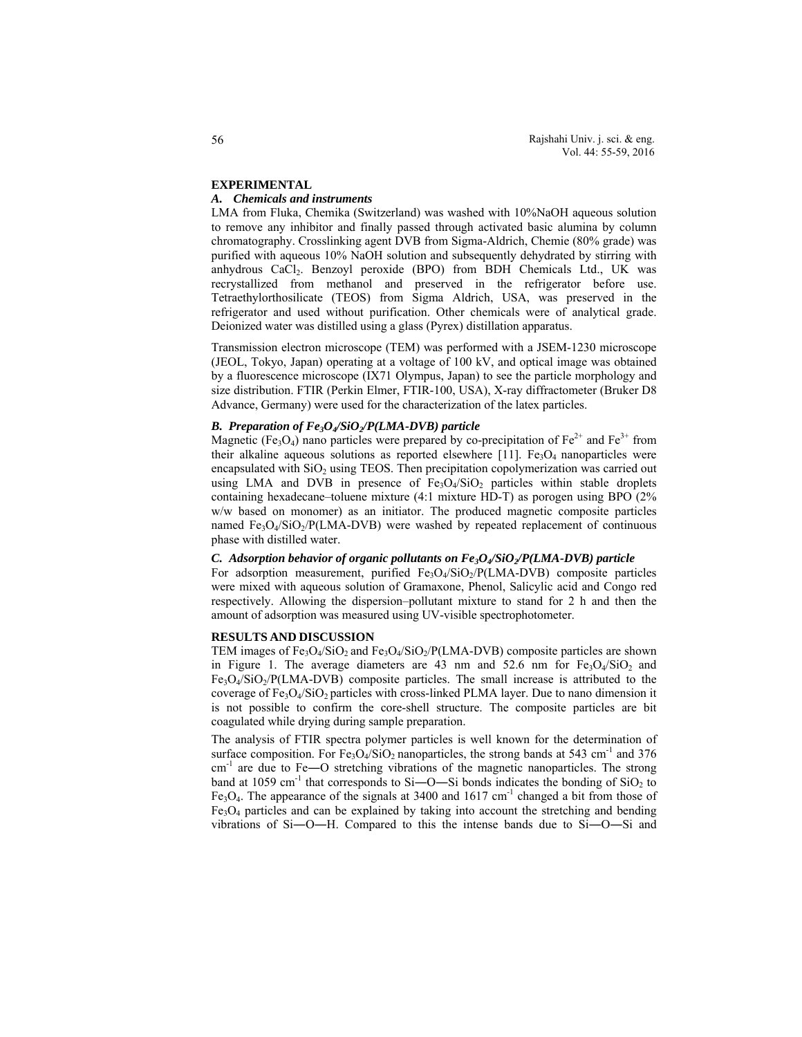## EXPERIMENTAL

### *A. Chemicals and instruments*

LMA from Fluka, Chemika (Switzerland) was washed with 10%NaOH aqueous solution to remove any inhibitor and finally passed through activated basic alumina by column chromatography. Crosslinking agent DVB from Sigma-Aldrich, Chemie (80% grade) was purified with aqueous 10% NaOH solution and subsequently dehydrated by stirring with anhydrous $CaCl_2$. Benzoyl peroxide (BPO) from BDH Chemicals Ltd., UK was recrystallized from methanol and preserved in the refrigerator before use. Tetraethylorthosilicate (TEOS) from Sigma Aldrich, USA, was preserved in the refrigerator and used without purification. Other chemicals were of analytical grade. Deionized water was distilled using a glass (Pyrex) distillation apparatus.

Transmission electron microscope (TEM) was performed with a JSEM-1230 microscope (JEOL, Tokyo, Japan) operating at a voltage of 100 kV, and optical image was obtained by a fluorescence microscope (IX71 Olympus, Japan) to see the particle morphology and size distribution. FTIR (Perkin Elmer, FTIR-100, USA), X-ray diffractometer (Bruker D8 Advance, Germany) were used for the characterization of the latex particles.

### *B. Preparation of $Fe_3O_4$/$SiO_2$/P(LMA-DVB) particle*

Magnetic ($Fe_3O_4$) nano particles were prepared by co-precipitation of $Fe^{2+}$ and $Fe^{3+}$ from their alkaline aqueous solutions as reported elsewhere [11]. $Fe_3O_4$ nanoparticles were encapsulated with $SiO_2$ using TEOS. Then precipitation copolymerization was carried out using LMA and DVB in presence of $Fe_3O_4$/$SiO_2$ particles within stable droplets containing hexadecane–toluene mixture (4:1 mixture HD-T) as porogen using BPO (2% w/w based on monomer) as an initiator. The produced magnetic composite particles named $Fe_3O_4$/$SiO_2$/P(LMA-DVB) were washed by repeated replacement of continuous phase with distilled water.

### *C. Adsorption behavior of organic pollutants on $Fe_3O_4$/$SiO_2$/P(LMA-DVB) particle*

For adsorption measurement, purified $Fe_3O_4$/$SiO_2$/P(LMA-DVB) composite particles were mixed with aqueous solution of Gramaxone, Phenol, Salicylic acid and Congo red respectively. Allowing the dispersion–pollutant mixture to stand for 2 h and then the amount of adsorption was measured using UV-visible spectrophotometer.

## RESULTS AND DISCUSSION

TEM images of $Fe_3O_4$/$SiO_2$ and $Fe_3O_4$/$SiO_2$/P(LMA-DVB) composite particles are shown in Figure 1. The average diameters are 43 nm and 52.6 nm for $Fe_3O_4$/$SiO_2$ and $Fe_3O_4$/$SiO_2$/P(LMA-DVB) composite particles. The small increase is attributed to the coverage of $Fe_3O_4$/$SiO_2$ particles with cross-linked PLMA layer. Due to nano dimension it is not possible to confirm the core-shell structure. The composite particles are bit coagulated while drying during sample preparation.

The analysis of FTIR spectra polymer particles is well known for the determination of surface composition. For $Fe_3O_4$/$SiO_2$ nanoparticles, the strong bands at 543 $cm^{-1}$ and 376 $cm^{-1}$ are due to Fe―O stretching vibrations of the magnetic nanoparticles. The strong band at 1059 $cm^{-1}$ that corresponds to Si―O―Si bonds indicates the bonding of $SiO_2$ to $Fe_3O_4$. The appearance of the signals at 3400 and 1617 $cm^{-1}$ changed a bit from those of $Fe_3O_4$ particles and can be explained by taking into account the stretching and bending vibrations of Si―O―H. Compared to this the intense bands due to Si―O―Si and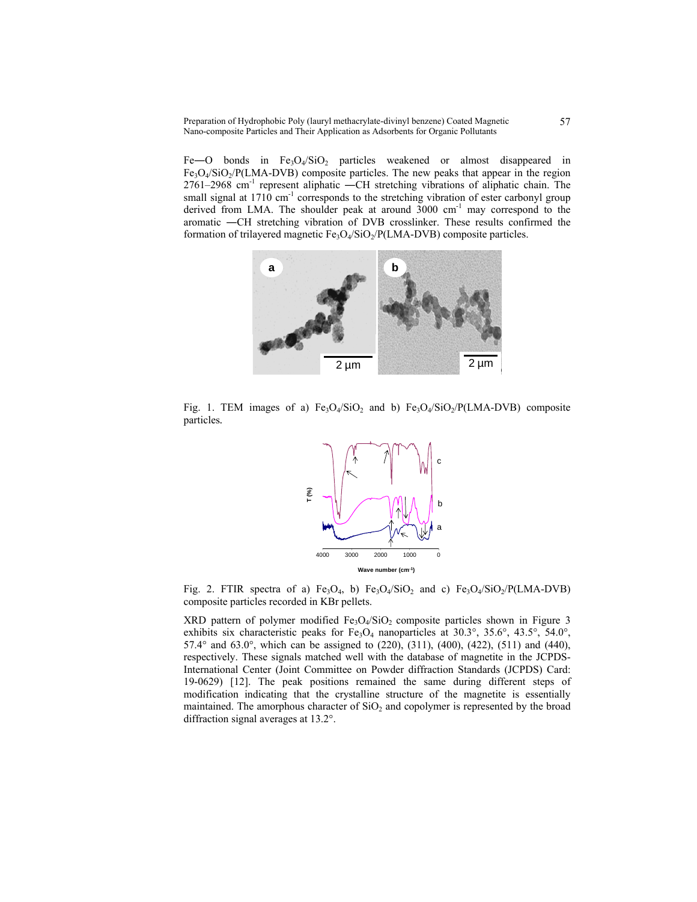$Fe—O$ bonds in $Fe_3O_4/SiO_2$ particles weakened or almost disappeared in $Fe_3O_4/SiO_2$/P(LMA-DVB) composite particles. The new peaks that appear in the region 2761–2968 $cm^{-1}$ represent aliphatic —CH stretching vibrations of aliphatic chain. The small signal at 1710 $cm^{-1}$ corresponds to the stretching vibration of ester carbonyl group derived from LMA. The shoulder peak at around 3000 $cm^{-1}$ may correspond to the aromatic —CH stretching vibration of DVB crosslinker. These results confirmed the formation of trilayered magnetic $Fe_3O_4/SiO_2$/P(LMA-DVB) composite particles.

Fig. 1. TEM images of a) $Fe_3O_4/SiO_2$ and b) $Fe_3O_4/SiO_2$/P(LMA-DVB) composite particles.

Fig. 2. FTIR spectra of a) $Fe_3O_4$, b) $Fe_3O_4/SiO_2$ and c) $Fe_3O_4/SiO_2$/P(LMA-DVB) composite particles recorded in KBr pellets.

XRD pattern of polymer modified $Fe_3O_4/SiO_2$ composite particles shown in Figure 3 exhibits six characteristic peaks for $Fe_3O_4$ nanoparticles at 30.3°, 35.6°, 43.5°, 54.0°, 57.4° and 63.0°, which can be assigned to (220), (311), (400), (422), (511) and (440), respectively. These signals matched well with the database of magnetite in the JCPDS-International Center (Joint Committee on Powder diffraction Standards (JCPDS) Card: 19-0629) [12]. The peak positions remained the same during different steps of modification indicating that the crystalline structure of the magnetite is essentially maintained. The amorphous character of $SiO_2$ and copolymer is represented by the broad diffraction signal averages at 13.2°.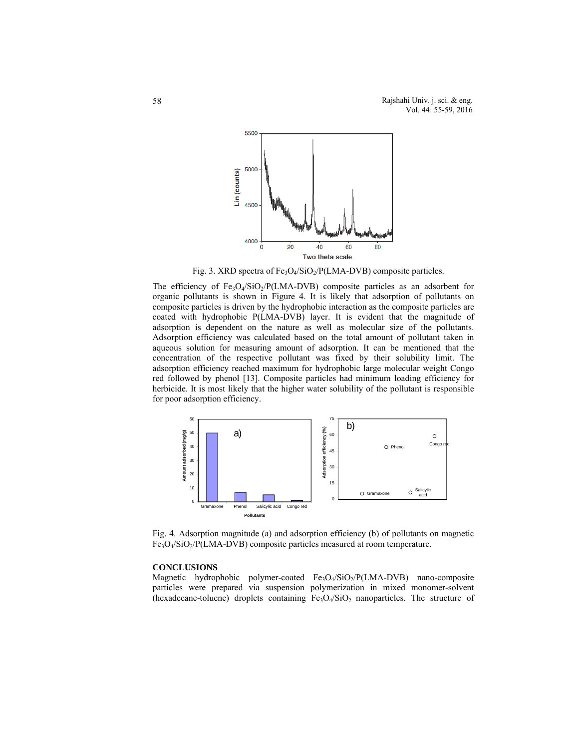Fig. 3. XRD spectra of $Fe_3O_4/SiO_2$/P(LMA-DVB) composite particles.

The efficiency of $Fe_3O_4/SiO_2$/P(LMA-DVB) composite particles as an adsorbent for organic pollutants is shown in Figure 4. It is likely that adsorption of pollutants on composite particles is driven by the hydrophobic interaction as the composite particles are coated with hydrophobic P(LMA-DVB) layer. It is evident that the magnitude of adsorption is dependent on the nature as well as molecular size of the pollutants. Adsorption efficiency was calculated based on the total amount of pollutant taken in aqueous solution for measuring amount of adsorption. It can be mentioned that the concentration of the respective pollutant was fixed by their solubility limit. The adsorption efficiency reached maximum for hydrophobic large molecular weight Congo red followed by phenol [13]. Composite particles had minimum loading efficiency for herbicide. It is most likely that the higher water solubility of the pollutant is responsible for poor adsorption efficiency.

Fig. 4. Adsorption magnitude (a) and adsorption efficiency (b) of pollutants on magnetic $Fe_3O_4/SiO_2$/P(LMA-DVB) composite particles measured at room temperature.

## CONCLUSIONS

Magnetic hydrophobic polymer-coated $Fe_3O_4/SiO_2$/P(LMA-DVB) nano-composite particles were prepared via suspension polymerization in mixed monomer-solvent (hexadecane-toluene) droplets containing $Fe_3O_4/SiO_2$ nanoparticles. The structure of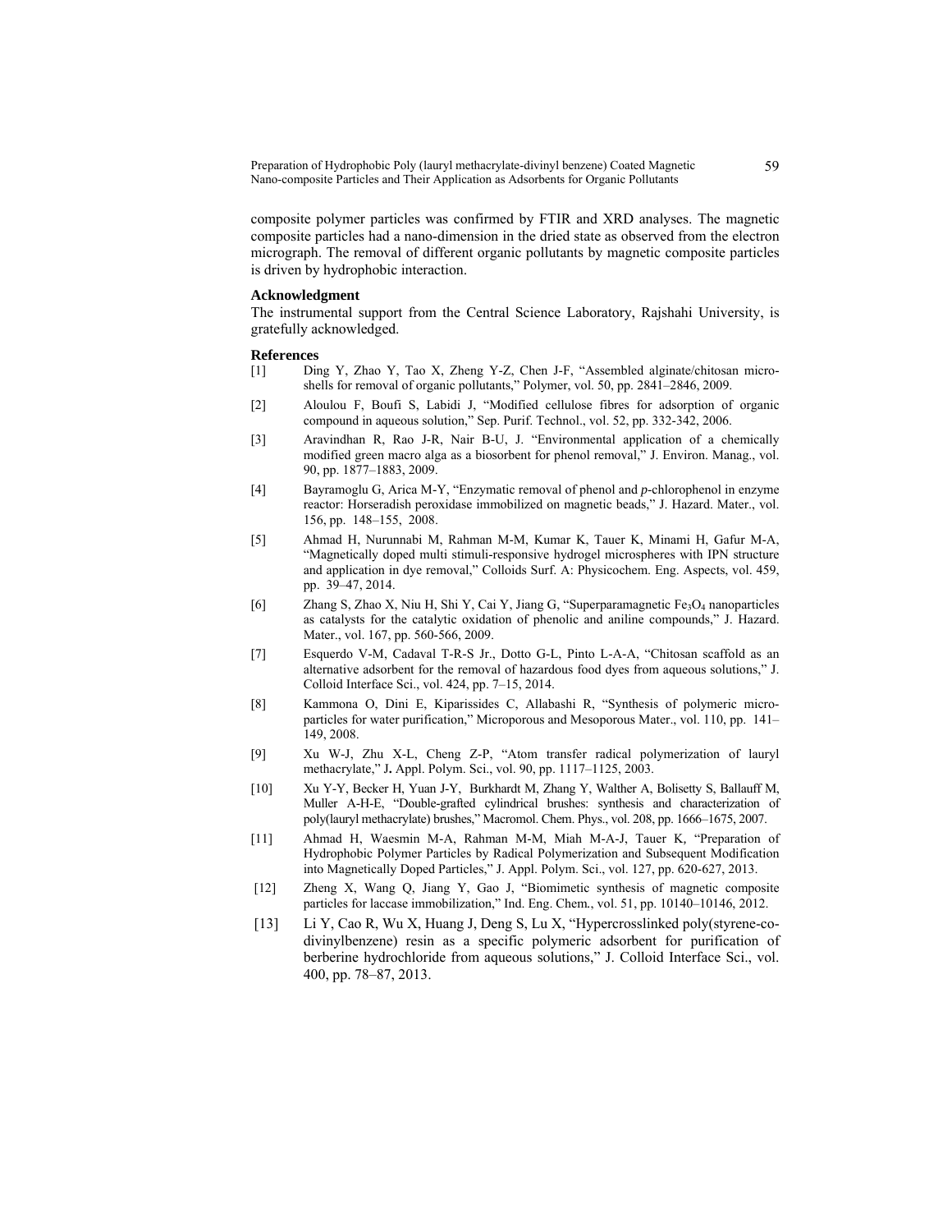composite polymer particles was confirmed by FTIR and XRD analyses. The magnetic composite particles had a nano-dimension in the dried state as observed from the electron micrograph. The removal of different organic pollutants by magnetic composite particles is driven by hydrophobic interaction.

### Acknowledgment

The instrumental support from the Central Science Laboratory, Rajshahi University, is gratefully acknowledged.

### References

[1] Ding Y, Zhao Y, Tao X, Zheng Y-Z, Chen J-F, "Assembled alginate/chitosan micro-shells for removal of organic pollutants," Polymer, vol. 50, pp. 2841–2846, 2009.

[2] Aloulou F, Boufi S, Labidi J, "Modified cellulose fibres for adsorption of organic compound in aqueous solution," Sep. Purif. Technol., vol. 52, pp. 332-342, 2006.

[3] Aravindhan R, Rao J-R, Nair B-U, J. "Environmental application of a chemically modified green macro alga as a biosorbent for phenol removal," J. Environ. Manag., vol. 90, pp. 1877–1883, 2009.

[4] Bayramoglu G, Arica M-Y, "Enzymatic removal of phenol and *p*-chlorophenol in enzyme reactor: Horseradish peroxidase immobilized on magnetic beads," J. Hazard. Mater., vol. 156, pp. 148–155, 2008.

[5] Ahmad H, Nurunnabi M, Rahman M-M, Kumar K, Tauer K, Minami H, Gafur M-A, "Magnetically doped multi stimuli-responsive hydrogel microspheres with IPN structure and application in dye removal," Colloids Surf. A: Physicochem. Eng. Aspects, vol. 459, pp. 39–47, 2014.

[6] Zhang S, Zhao X, Niu H, Shi Y, Cai Y, Jiang G, "Superparamagnetic $Fe_3O_4$ nanoparticles as catalysts for the catalytic oxidation of phenolic and aniline compounds," J. Hazard. Mater., vol. 167, pp. 560-566, 2009.

[7] Esquerdo V-M, Cadaval T-R-S Jr., Dotto G-L, Pinto L-A-A, "Chitosan scaffold as an alternative adsorbent for the removal of hazardous food dyes from aqueous solutions," J. Colloid Interface Sci., vol. 424, pp. 7–15, 2014.

[8] Kammona O, Dini E, Kiparissides C, Allabashi R, "Synthesis of polymeric micro-particles for water purification," Microporous and Mesoporous Mater., vol. 110, pp. 141–149, 2008.

[9] Xu W-J, Zhu X-L, Cheng Z-P, "Atom transfer radical polymerization of lauryl methacrylate," J. Appl. Polym. Sci., vol. 90, pp. 1117–1125, 2003.

[10] Xu Y-Y, Becker H, Yuan J-Y, Burkhardt M, Zhang Y, Walther A, Bolisetty S, Ballauff M, Muller A-H-E, "Double-grafted cylindrical brushes: synthesis and characterization of poly(lauryl methacrylate) brushes," Macromol. Chem. Phys., vol. 208, pp. 1666–1675, 2007.

[11] Ahmad H, Waesmin M-A, Rahman M-M, Miah M-A-J, Tauer K, "Preparation of Hydrophobic Polymer Particles by Radical Polymerization and Subsequent Modification into Magnetically Doped Particles," J. Appl. Polym. Sci., vol. 127, pp. 620-627, 2013.

[12] Zheng X, Wang Q, Jiang Y, Gao J, "Biomimetic synthesis of magnetic composite particles for laccase immobilization," Ind. Eng. Chem., vol. 51, pp. 10140–10146, 2012.

[13] Li Y, Cao R, Wu X, Huang J, Deng S, Lu X, "Hypercrosslinked poly(styrene-co-divinylbenzene) resin as a specific polymeric adsorbent for purification of berberine hydrochloride from aqueous solutions," J. Colloid Interface Sci., vol. 400, pp. 78–87, 2013.